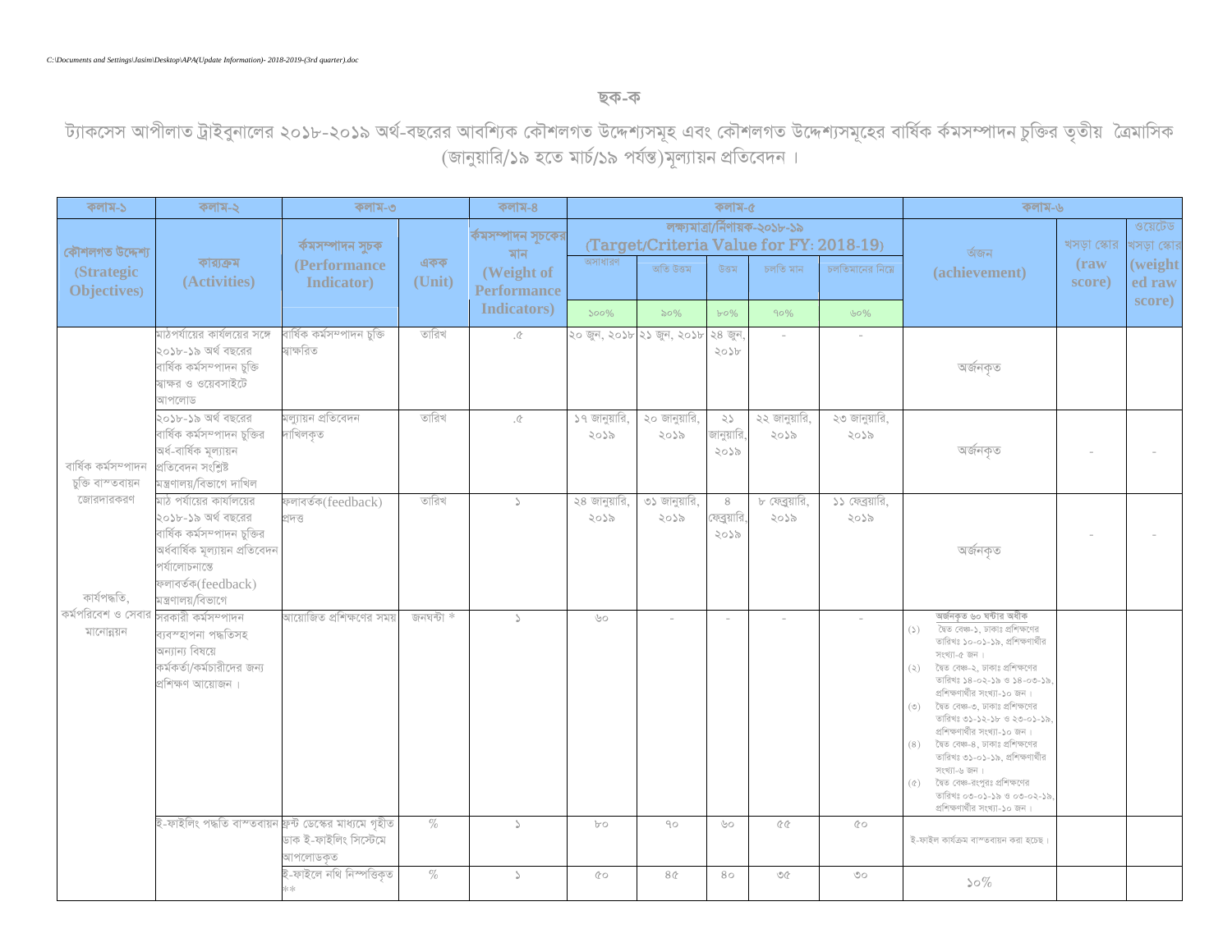C:\Documents and Settings\Jasim\Desktop\APA(Update Information)- 2018-2019-(3rd quarter).doc

## ছক-ক

### ট্যাকসেস আপীলাত ট্রাইবুনালের ২০১৮-২০১৯ অর্থ-বছরের আবশ্যিক কৌশলগত উদ্দেশ্যসমূহ এবং কৌশলগত উদ্দেশ্যসমূহের বার্ষিক কর্মসম্পাদন চুক্তির তৃতীয় ত্রৈমাসিক (জানুয়ারি/১৯ হতে মার্চ/১৯ পর্যন্ত)মূল্যায়ন প্রতিবেদন ।

| কলাম-১ | কলাম-২ | কলাম-৩ | | কলাম-৪ | কলাম-৫ | | | | | কলাম-৬ | | |
|---|---|---|---|---|---|---|---|---|---|---|---|---|
| কৌশলগত উদ্দেশ্য (Strategic Objectives) | কার্যক্রম (Activities) | কর্মসম্পাদন সূচক (Performance Indicator) | একক (Unit) | কর্মসম্পাদন সূচকের মান (Weight of Performance Indicators) | লক্ষ্যমাত্রা/নির্ণায়ক-২০১৮-১৯ (Target/Criteria Value for FY: 2018-19) | | | | | অর্জন (achievement) | খসড়া স্কোর (raw score) | ওয়েটেড খসড়া স্কোর (weighted raw score) |
| | | | | | অসাধারণ | অতি উত্তম | উত্তম | চলতি মান | চলতিমানের নিম্নে | | | |
| | | | | | ১০০% | ৯০% | ৮০% | ৭০% | ৬০% | | | |
| বার্ষিক কর্মসম্পাদন চুক্তি বাস্তবায়ন জোরদারকরণ | মাঠপর্যায়ের কার্যলয়ের সঙ্গে ২০১৮-১৯ অর্থ বছরের বার্ষিক কর্মসম্পাদন চুক্তি স্বাক্ষর ও ওয়েবসাইটে আপলোড | বার্ষিক কর্মসম্পাদন চুক্তি স্বাক্ষরিত | তারিখ | .৫ | ২০ জুন, ২০১৮ | ২১ জুন, ২০১৮ | ২৪ জুন, ২০১৮ | - | - | অর্জনকৃত | | |
| | ২০১৮-১৯ অর্থ বছরের বার্ষিক কর্মসম্পাদন চুক্তির অর্ধ-বার্ষিক মূল্যায়ন প্রতিবেদন সংশ্লিষ্ট মন্ত্রণালয়/বিভাগে দাখিল | মূল্যায়ন প্রতিবেদন দাখিলকৃত | তারিখ | .৫ | ১৭ জানুয়ারি, ২০১৯ | ২০ জানুয়ারি, ২০১৯ | ২১ জানুয়ারি, ২০১৯ | ২২ জানুয়ারি, ২০১৯ | ২৩ জানুয়ারি, ২০১৯ | অর্জনকৃত | - | - |
| | মাঠ পর্যায়ের কার্যলিয়ের ২০১৮-১৯ অর্থ বছরের বার্ষিক কর্মসম্পাদন চুক্তির অর্ধবার্ষিক মূল্যায়ন প্রতিবেদন পর্যালোচনান্তে ফলাবর্তক(feedback) মন্ত্রণালয়/বিভাগে | ফলাবর্তক(feedback) প্রদত্ত | তারিখ | ১ | ২৪ জানুয়ারি, ২০১৯ | ৩১ জানুয়ারি, ২০১৯ | ৪ ফেব্রুয়ারি, ২০১৯ | ৮ ফেব্রুয়ারি, ২০১৯ | ১১ ফেব্রুয়ারি, ২০১৯ | অর্জনকৃত | - | - |
| কার্যপদ্ধতি, কর্মপরিবেশ ও সেবার মানোন্নয়ন | সরকারী কর্মসম্পাদন ব্যবস্থাপনা পদ্ধতিসহ অন্যান্য বিষয়ে কর্মকর্তা/কর্মচারীদের জন্য প্রশিক্ষণ আয়োজন । | আয়োজিত প্রশিক্ষণের সময় | জনঘন্টা * | ১ | ৬০ | - | - | - | - | **অর্জনকৃত ৬০ ঘন্টার অধীক** (১) দ্বৈত বেঞ্চ-১, ঢাকাঃ প্রশিক্ষণের তারিখঃ ১০-০১-১৯, প্রশিক্ষণার্থীর সংখ্যা-৫ জন । (২) দ্বৈত বেঞ্চ-২, ঢাকাঃ প্রশিক্ষণের তারিখঃ ১৪-০২-১৯ ও ১৪-০৩-১৯, প্রশিক্ষণার্থীর সংখ্যা-১০ জন । (৩) দ্বৈত বেঞ্চ-৩, ঢাকাঃ প্রশিক্ষণের তারিখঃ ৩১-১২-১৮ ও ২৩-০১-১৯, প্রশিক্ষণার্থীর সংখ্যা-১০ জন । (৪) দ্বৈত বেঞ্চ-৪, ঢাকাঃ প্রশিক্ষণের তারিখঃ ৩১-০১-১৯, প্রশিক্ষণার্থীর সংখ্যা-৬ জন । (৫) দ্বৈত বেঞ্চ-রংপুরঃ প্রশিক্ষণের তারিখঃ ০৩-০১-১৯ ও ০৩-০২-১৯, প্রশিক্ষণার্থীর সংখ্যা-১০ জন । | | |
| | ই-ফাইলিং পদ্ধতি বাস্তবায়ন | ফ্রন্ট ডেস্কের মাধ্যমে গৃহীত ডাক ই-ফাইলিং সিস্টেমে আপলোডকৃত | % | ১ | ৮০ | ৭০ | ৬০ | ৫৫ | ৫০ | ই-ফাইল কার্যক্রম বাস্তবায়ন করা হচ্ছে। | | |
| | | ই-ফাইলে নথি নিস্পত্তিকৃত ** | % | ১ | ৫০ | ৪৫ | ৪০ | ৩৫ | ৩০ | ১০% | | |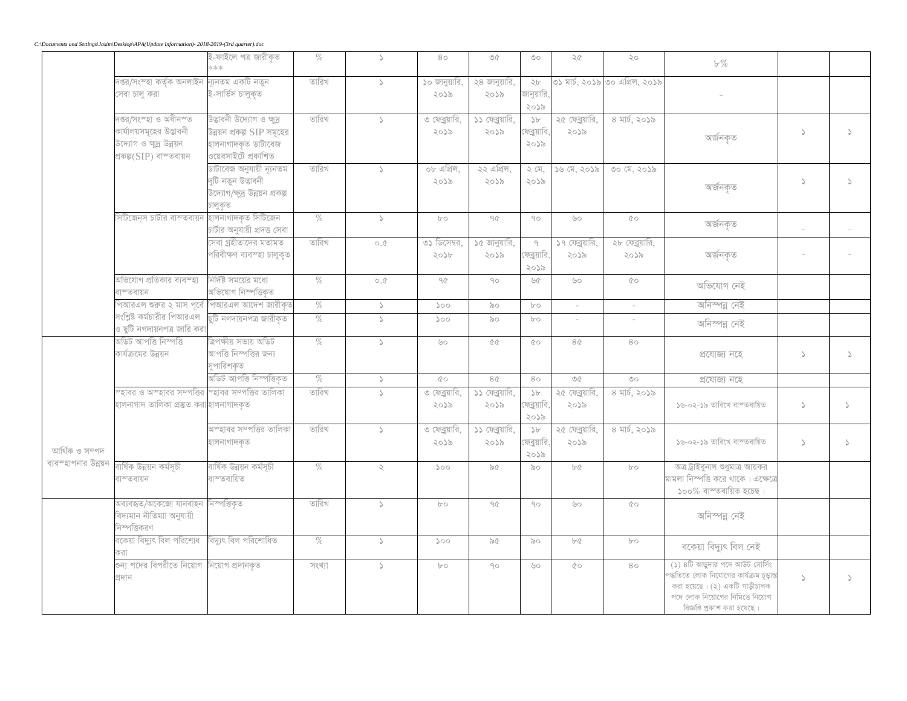| | | | | | | | | | | | | |
|---|---|---|---|---|---|---|---|---|---|---|---|---|
| | | ই-ফাইলে পত্র জারীকৃত *** | % | ১ | ৪০ | ৩৫ | ৩০ | ২৫ | ২০ | ৮% | | |
| | দপ্তর/সংস্থা কর্তৃক অনলাইন সেবা চালু করা | ন্যূনতম একটি নতুন ই-সার্ভিস চালুকৃত | তারিখ | ১ | ১০ জানুয়ারি, ২০১৯ | ২৪ জানুয়ারি, ২০১৯ | ২৮ জানুয়ারি, ২০১৯ | ৩১ মার্চ, ২০১৯ | ৩০ এপ্রিল, ২০১৯ | - | | |
| | দপ্তর/সংস্থা ও অধীনস্ত কার্যালয়সমূহের উদ্ভাবনী উদ্যোগ ও ক্ষুদ্র উন্নয়ন প্রকল্প(SIP) বাস্তবায়ন | উদ্ভাবনী উদ্যোগ ও ক্ষুদ্র উন্নয়ন প্রকল্প SIP সমূহের হালনাগাদকৃত ডাটাবেজ ওয়েবসাইটে প্রকাশিত | তারিখ | ১ | ৩ ফেব্রুয়ারি, ২০১৯ | ১১ ফেব্রুয়ারি, ২০১৯ | ১৮ ফেব্রুয়ারি, ২০১৯ | ২৫ ফেব্রুয়ারি, ২০১৯ | ৪ মার্চ, ২০১৯ | অর্জনকৃত | ১ | ১ |
| | | ডাটাবেজ অনুযায়ী ন্যূনতম দুটি নতুন উদ্ভাবনী উদ্যোগ/ক্ষুদ্র উন্নয়ন প্রকল্প চালুকৃত | তারিখ | ১ | ০৮ এপ্রিল, ২০১৯ | ২২ এপ্রিল, ২০১৯ | ২ মে, ২০১৯ | ১৬ মে, ২০১৯ | ৩০ মে, ২০১৯ | অর্জনকৃত | ১ | ১ |
| | সিটিজেন্স চার্টার বাস্তবায়ন | হালনাগাদকৃত সিটিজেন চার্টার অনুযায়ী প্রদত্ত সেবা | % | ১ | ৮০ | ৭৫ | ৭০ | ৬০ | ৫০ | অর্জনকৃত | - | - |
| | | সেবা গ্রহীতাদের মতামত পরিবীক্ষণ ব্যবস্থা চালুকৃত | তারিখ | ০.৫ | ৩১ ডিসেম্বর, ২০১৮ | ১৫ জানুয়ারি, ২০১৯ | ৭ ফেব্রুয়ারি, ২০১৯ | ১৭ ফেব্রুয়ারি, ২০১৯ | ২৮ ফেব্রুয়ারি, ২০১৯ | অর্জনকৃত | - | - |
| | অভিযোগ প্রতিকার ব্যবস্থা বাস্তবায়ন | নির্দিষ্ট সময়ের মধ্যে অভিযোগ নিস্পত্তিকৃত | % | ০.৫ | ৭৫ | ৭০ | ৬৫ | ৬০ | ৫০ | অভিযোগ নেই | | |
| | পিআরএল শুরুর ২ মাস পূর্বে সংশ্লিষ্ট কর্মচারীর পিআরএল ও ছুটি নগদায়নপত্র জারি করা | পিআরএল আদেশ জারীকৃত | % | ১ | ১০০ | ৯০ | ৮০ | - | - | অনিস্পন্ন নেই | | |
| | | ছুটি নগদায়নপত্র জারীকৃত | % | ১ | ১০০ | ৯০ | ৮০ | - | - | অনিস্পন্ন নেই | | |
| আর্থিক ও সম্পদ ব্যবস্থাপনার উন্নয়ন | অডিট আপত্তি নিস্পত্তি কার্যক্রমের উন্নয়ন | ত্রিপক্ষীয় সভায় অডিট আপত্তি নিস্পত্তির জন্য সুপারিশকৃত | % | ১ | ৬০ | ৫৫ | ৫০ | ৪৫ | ৪০ | প্রযোজ্য নহে | ১ | ১ |
| | | অডিট আপত্তি নিস্পত্তিকৃত | % | ১ | ৫০ | ৪৫ | ৪০ | ৩৫ | ৩০ | প্রযোজ্য নহে | | |
| | স্থাবর ও অস্থাবর সম্পত্তির হালনাগাদ তালিকা প্রস্তুত করা | স্থাবর সম্পত্তির তালিকা হালনাগাদকৃত | তারিখ | ১ | ৩ ফেব্রুয়ারি, ২০১৯ | ১১ ফেব্রুয়ারি, ২০১৯ | ১৮ ফেব্রুয়ারি, ২০১৯ | ২৫ ফেব্রুয়ারি, ২০১৯ | ৪ মার্চ, ২০১৯ | ১৬-০২-১৯ তারিখে বাস্তবায়িত | ১ | ১ |
| | | অস্থাবর সম্পত্তির তালিকা হালনাগাদকৃত | তারিখ | ১ | ৩ ফেব্রুয়ারি, ২০১৯ | ১১ ফেব্রুয়ারি, ২০১৯ | ১৮ ফেব্রুয়ারি, ২০১৯ | ২৫ ফেব্রুয়ারি, ২০১৯ | ৪ মার্চ, ২০১৯ | ১৬-০২-১৯ তারিখে বাস্তবায়িত | ১ | ১ |
| | বার্ষিক উন্নয়ন কর্মসূচী বাস্তবায়ন | বার্ষিক উন্নয়ন কর্মসূচী বাস্তবায়িত | % | ২ | ১০০ | ৯৫ | ৯০ | ৮৫ | ৮০ | অত্র ট্রাইবুনাল শুধুমাত্র আয়কর মামলা নিস্পত্তি করে থাকে। এক্ষেত্রে ১০০% বাস্তবায়িত হচ্ছে। | | |
| | অব্যবহৃত/অকেজো যানবাহন বিদ্যমান নীতিমা৷ অনুযায়ী নিস্পত্তিকরণ | নিস্পত্তিকৃত | তারিখ | ১ | ৮০ | ৭৫ | ৭০ | ৬০ | ৫০ | অনিস্পন্ন নেই | | |
| | বকেয়া বিদ্যুৎ বিল পরিশোধ করা | বিদ্যুৎ বিল পরিশোধিত | % | ১ | ১০০ | ৯৫ | ৯০ | ৮৫ | ৮০ | বকেয়া বিদ্যুৎ বিল নেই | | |
| | শুন্য পদের বিপরীতে নিয়োগ প্রদান | নিয়োগ প্রদানকৃত | সংখ্যা | ১ | ৮০ | ৭০ | ৬০ | ৫০ | ৪০ | (১) ৪টি ঝাড়ুদার পদে আউট সোর্সিং পদ্ধতিতে লোক নিয়োগের কার্যক্রম চূড়ান্ত করা হয়েছে। (২) একটি গাড়ীচালক পদে লোক নিয়োগের নিমিত্তে নিয়োগ বিজ্ঞপ্তি প্রকাশ করা হয়েছে। | ১ | ১ |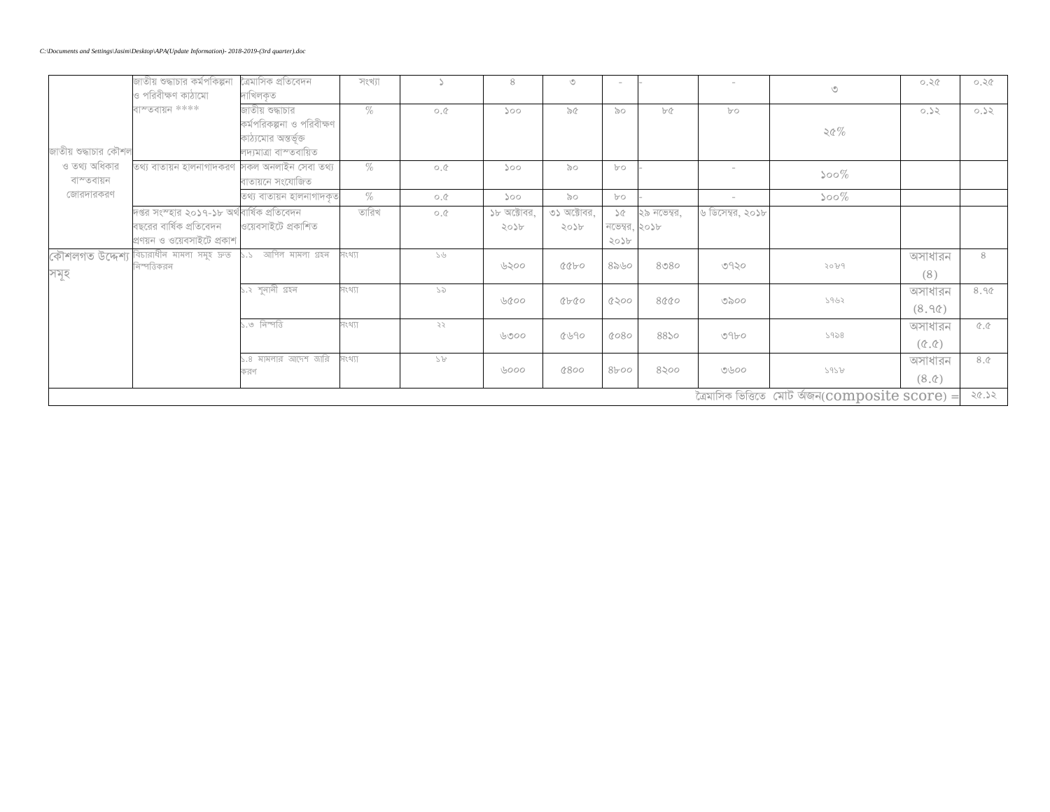| | | | | | | | | | | | | |
|---|---|---|---|---|---|---|---|---|---|---|---|---|
| জাতীয় শুদ্ধাচার কৌশল ও তথ্য অধিকার বাস্তবায়ন জোরদারকরণ | জাতীয় শুদ্ধাচার কর্মপকিল্পনা ও পরিবীক্ষণ কাঠামো বাস্তবায়ন **** | ত্রৈমাসিক প্রতিবেদন দাখিলকৃত | সংখ্যা | ১ | ৪ | ৩ | - | - | - | ৩ | ০.২৫ | ০.২৫ |
| | | জাতীয় শুদ্ধাচার কর্মপরিকল্পনা ও পরিবীক্ষণ কাঠামোর অন্তর্ভূক্ত লদ্যমাত্রা বাস্তবায়িত | % | ০.৫ | ১০০ | ৯৫ | ৯০ | ৮৫ | ৮০ | ২৫% | ০.১২ | ০.১২ |
| | তথ্য বাতায়ন হালনাগাদকরণ | সকল অনলাইন সেবা তথ্য বাতায়নে সংযোজিত | % | ০.৫ | ১০০ | ৯০ | ৮০ | - | - | ১০০% | | |
| | | তথ্য বাতায়ন হালনাগাদকৃত | % | ০.৫ | ১০০ | ৯০ | ৮০ | - | - | ১০০% | | |
| | দপ্তর সংস্থার ২০১৭-১৮ অর্থ বছরের বার্ষিক প্রতিবেদন প্রণয়ন ও ওয়েবসাইটে প্রকাশ | বার্ষিক প্রতিবেদন ওয়েবসাইটে প্রকাশিত | তারিখ | ০.৫ | ১৮ অক্টোবর, ২০১৮ | ৩১ অক্টোবর, ২০১৮ | ১৫ নভেম্বর, ২০১৮ | ২৯ নভেম্বর, ২০১৮ | ৬ ডিসেম্বর, ২০১৮ | | | |
| কৌশলগত উদ্দেশ্য সমূহ | বিচারাধীন মামলা সমূহ দ্রুত নিস্পত্তিকরন | ১.১ আপিল মামলা গ্রহন | সংখ্যা | ১৬ | ৬২০০ | ৫৫৮০ | ৪৯৬০ | ৪৩৪০ | ৩৭২০ | ২০৮৭ | অসাধারন (৪) | ৪ |
| | | ১.২ শুনানী গ্রহন | সংখ্যা | ১৯ | ৬৫০০ | ৫৮৫০ | ৫২০০ | ৪৫৫০ | ৩৯০০ | ১৭৬২ | অসাধারন (৪.৭৫) | ৪.৭৫ |
| | | ১.৩ নিস্পত্তি | সংখ্যা | ২২ | ৬৩০০ | ৫৬৭০ | ৫০৪০ | ৪৪১০ | ৩৭৮০ | ১৭৯৪ | অসাধারন (৫.৫) | ৫.৫ |
| | | ১.৪ মামলার আদেশ জারি করণ | সংখ্যা | ১৮ | ৬০০০ | ৫৪০০ | ৪৮০০ | ৪২০০ | ৩৬০০ | ১৭১৮ | অসাধারন (৪.৫) | ৪.৫ |
| ত্রৈমাসিক ভিত্তিতে মোট অর্জন(composite score) = | | | | | | | | | | | | ২৫.১২ |